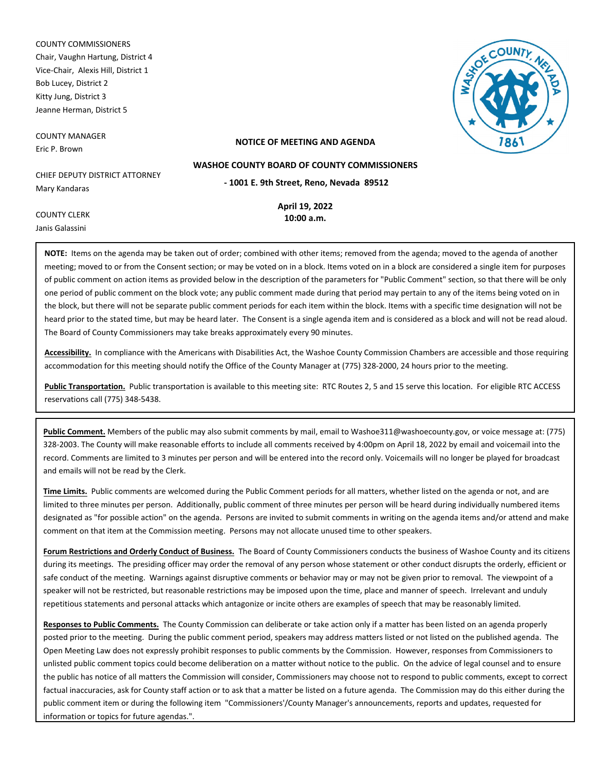COUNTY COMMISSIONERS
Chair, Vaughn Hartung, District 4
Vice-Chair, Alexis Hill, District 1
Bob Lucey, District 2
Kitty Jung, District 3
Jeanne Herman, District 5

COUNTY MANAGER
Eric P. Brown

CHIEF DEPUTY DISTRICT ATTORNEY
Mary Kandaras

COUNTY CLERK
Janis Galassini

**NOTICE OF MEETING AND AGENDA**

**WASHOE COUNTY BOARD OF COUNTY COMMISSIONERS**

**- 1001 E. 9th Street, Reno, Nevada 89512**

**April 19, 2022**
**10:00 a.m.**

**NOTE:** Items on the agenda may be taken out of order; combined with other items; removed from the agenda; moved to the agenda of another meeting; moved to or from the Consent section; or may be voted on in a block. Items voted on in a block are considered a single item for purposes of public comment on action items as provided below in the description of the parameters for "Public Comment" section, so that there will be only one period of public comment on the block vote; any public comment made during that period may pertain to any of the items being voted on in the block, but there will not be separate public comment periods for each item within the block. Items with a specific time designation will not be heard prior to the stated time, but may be heard later. The Consent is a single agenda item and is considered as a block and will not be read aloud. The Board of County Commissioners may take breaks approximately every 90 minutes.

**Accessibility.** In compliance with the Americans with Disabilities Act, the Washoe County Commission Chambers are accessible and those requiring accommodation for this meeting should notify the Office of the County Manager at (775) 328-2000, 24 hours prior to the meeting.

**Public Transportation.** Public transportation is available to this meeting site: RTC Routes 2, 5 and 15 serve this location. For eligible RTC ACCESS reservations call (775) 348-5438.

**Public Comment.** Members of the public may also submit comments by mail, email to Washoe311@washoecounty.gov, or voice message at: (775) 328-2003. The County will make reasonable efforts to include all comments received by 4:00pm on April 18, 2022 by email and voicemail into the record. Comments are limited to 3 minutes per person and will be entered into the record only. Voicemails will no longer be played for broadcast and emails will not be read by the Clerk.

**Time Limits.** Public comments are welcomed during the Public Comment periods for all matters, whether listed on the agenda or not, and are limited to three minutes per person. Additionally, public comment of three minutes per person will be heard during individually numbered items designated as "for possible action" on the agenda. Persons are invited to submit comments in writing on the agenda items and/or attend and make comment on that item at the Commission meeting. Persons may not allocate unused time to other speakers.

**Forum Restrictions and Orderly Conduct of Business.** The Board of County Commissioners conducts the business of Washoe County and its citizens during its meetings. The presiding officer may order the removal of any person whose statement or other conduct disrupts the orderly, efficient or safe conduct of the meeting. Warnings against disruptive comments or behavior may or may not be given prior to removal. The viewpoint of a speaker will not be restricted, but reasonable restrictions may be imposed upon the time, place and manner of speech. Irrelevant and unduly repetitious statements and personal attacks which antagonize or incite others are examples of speech that may be reasonably limited.

**Responses to Public Comments.** The County Commission can deliberate or take action only if a matter has been listed on an agenda properly posted prior to the meeting. During the public comment period, speakers may address matters listed or not listed on the published agenda. The Open Meeting Law does not expressly prohibit responses to public comments by the Commission. However, responses from Commissioners to unlisted public comment topics could become deliberation on a matter without notice to the public. On the advice of legal counsel and to ensure the public has notice of all matters the Commission will consider, Commissioners may choose not to respond to public comments, except to correct factual inaccuracies, ask for County staff action or to ask that a matter be listed on a future agenda. The Commission may do this either during the public comment item or during the following item "Commissioners'/County Manager's announcements, reports and updates, requested for information or topics for future agendas.".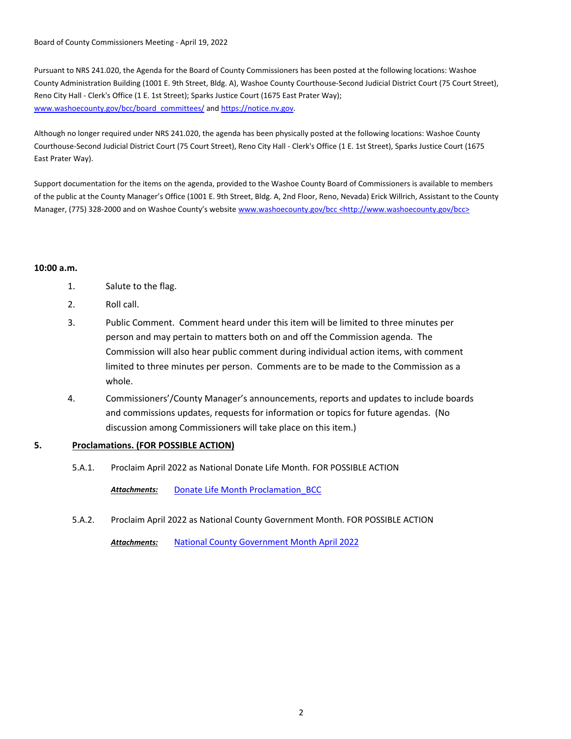Board of County Commissioners Meeting - April 19, 2022

Pursuant to NRS 241.020, the Agenda for the Board of County Commissioners has been posted at the following locations: Washoe County Administration Building (1001 E. 9th Street, Bldg. A), Washoe County Courthouse-Second Judicial District Court (75 Court Street), Reno City Hall - Clerk's Office (1 E. 1st Street); Sparks Justice Court (1675 East Prater Way); [www.washoecounty.gov/bcc/board_committees/](www.washoecounty.gov/bcc/board_committees/) and [https://notice.nv.gov](https://notice.nv.gov).

Although no longer required under NRS 241.020, the agenda has been physically posted at the following locations: Washoe County Courthouse-Second Judicial District Court (75 Court Street), Reno City Hall - Clerk's Office (1 E. 1st Street), Sparks Justice Court (1675 East Prater Way).

Support documentation for the items on the agenda, provided to the Washoe County Board of Commissioners is available to members of the public at the County Manager's Office (1001 E. 9th Street, Bldg. A, 2nd Floor, Reno, Nevada) Erick Willrich, Assistant to the County Manager, (775) 328-2000 and on Washoe County's website www.washoecounty.gov/bcc <http://www.washoecounty.gov/bcc>

**10:00 a.m.**

1. Salute to the flag.
2. Roll call.
3. Public Comment. Comment heard under this item will be limited to three minutes per person and may pertain to matters both on and off the Commission agenda. The Commission will also hear public comment during individual action items, with comment limited to three minutes per person. Comments are to be made to the Commission as a whole.
4. Commissioners'/County Manager's announcements, reports and updates to include boards and commissions updates, requests for information or topics for future agendas. (No discussion among Commissioners will take place on this item.)

**5. Proclamations. (FOR POSSIBLE ACTION)**

5.A.1. Proclaim April 2022 as National Donate Life Month. FOR POSSIBLE ACTION

***Attachments:*** Donate Life Month Proclamation_BCC

5.A.2. Proclaim April 2022 as National County Government Month. FOR POSSIBLE ACTION

***Attachments:*** National County Government Month April 2022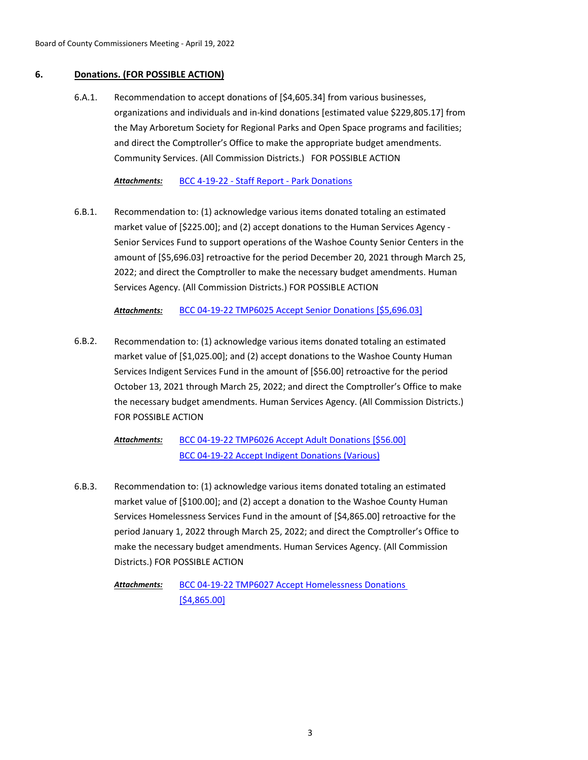## 6. Donations. (FOR POSSIBLE ACTION)

6.A.1. Recommendation to accept donations of [$4,605.34] from various businesses, organizations and individuals and in-kind donations [estimated value $229,805.17] from the May Arboretum Society for Regional Parks and Open Space programs and facilities; and direct the Comptroller's Office to make the appropriate budget amendments. Community Services. (All Commission Districts.) FOR POSSIBLE ACTION

***Attachments:*** BCC 4-19-22 - Staff Report - Park Donations

6.B.1. Recommendation to: (1) acknowledge various items donated totaling an estimated market value of [$225.00]; and (2) accept donations to the Human Services Agency - Senior Services Fund to support operations of the Washoe County Senior Centers in the amount of [$5,696.03] retroactive for the period December 20, 2021 through March 25, 2022; and direct the Comptroller to make the necessary budget amendments. Human Services Agency. (All Commission Districts.) FOR POSSIBLE ACTION

***Attachments:*** BCC 04-19-22 TMP6025 Accept Senior Donations [$5,696.03]

6.B.2. Recommendation to: (1) acknowledge various items donated totaling an estimated market value of [$1,025.00]; and (2) accept donations to the Washoe County Human Services Indigent Services Fund in the amount of [$56.00] retroactive for the period October 13, 2021 through March 25, 2022; and direct the Comptroller's Office to make the necessary budget amendments. Human Services Agency. (All Commission Districts.) FOR POSSIBLE ACTION

***Attachments:*** BCC 04-19-22 TMP6026 Accept Adult Donations [$56.00]
BCC 04-19-22 Accept Indigent Donations (Various)

6.B.3. Recommendation to: (1) acknowledge various items donated totaling an estimated market value of [$100.00]; and (2) accept a donation to the Washoe County Human Services Homelessness Services Fund in the amount of [$4,865.00] retroactive for the period January 1, 2022 through March 25, 2022; and direct the Comptroller's Office to make the necessary budget amendments. Human Services Agency. (All Commission Districts.) FOR POSSIBLE ACTION

***Attachments:*** BCC 04-19-22 TMP6027 Accept Homelessness Donations [$4,865.00]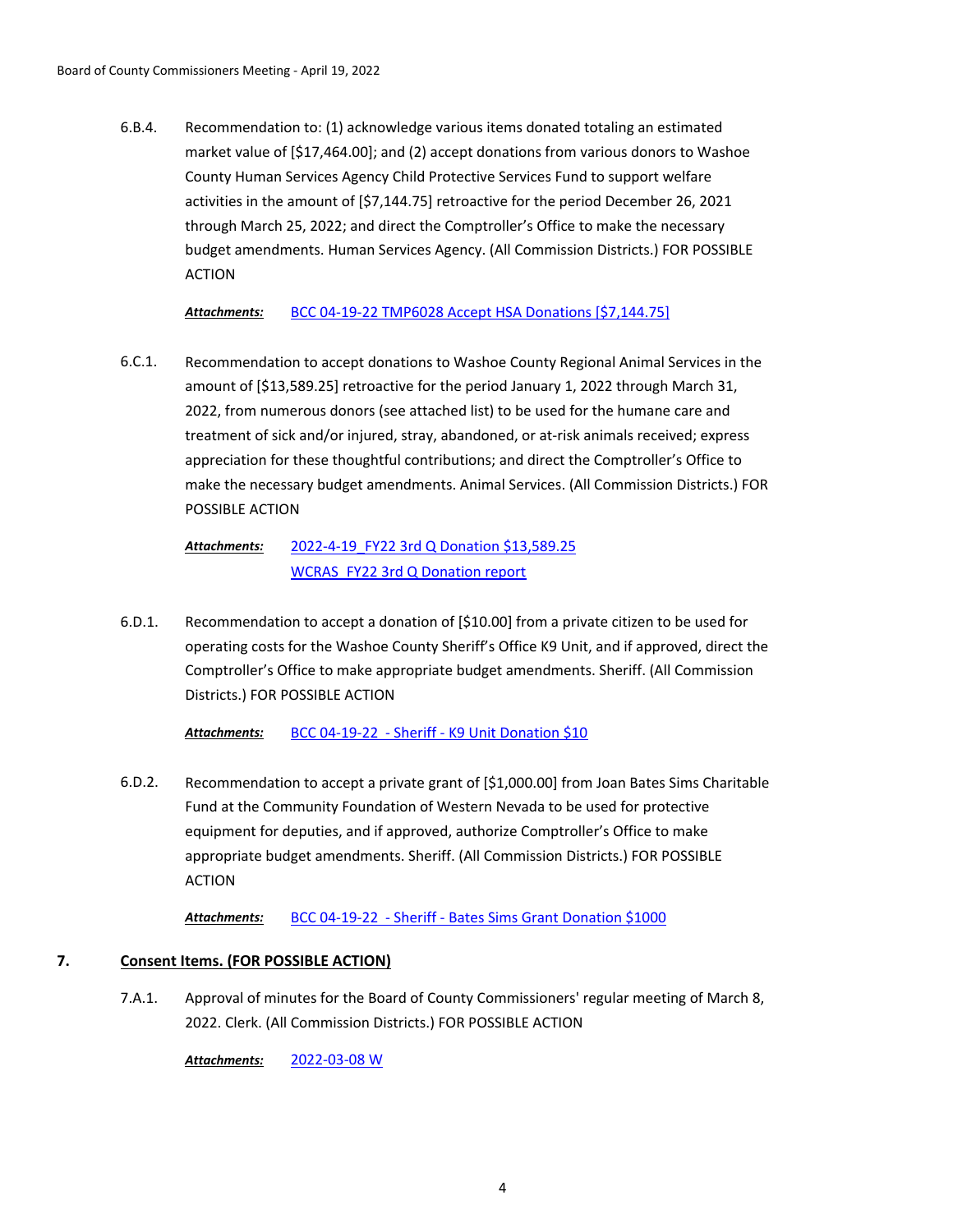6.B.4. Recommendation to: (1) acknowledge various items donated totaling an estimated market value of [$17,464.00]; and (2) accept donations from various donors to Washoe County Human Services Agency Child Protective Services Fund to support welfare activities in the amount of [$7,144.75] retroactive for the period December 26, 2021 through March 25, 2022; and direct the Comptroller's Office to make the necessary budget amendments. Human Services Agency. (All Commission Districts.) FOR POSSIBLE ACTION

***Attachments:*** BCC 04-19-22 TMP6028 Accept HSA Donations [$7,144.75]

6.C.1. Recommendation to accept donations to Washoe County Regional Animal Services in the amount of [$13,589.25] retroactive for the period January 1, 2022 through March 31, 2022, from numerous donors (see attached list) to be used for the humane care and treatment of sick and/or injured, stray, abandoned, or at-risk animals received; express appreciation for these thoughtful contributions; and direct the Comptroller's Office to make the necessary budget amendments. Animal Services. (All Commission Districts.) FOR POSSIBLE ACTION

***Attachments:*** 2022-4-19_FY22 3rd Q Donation $13,589.25
WCRAS_FY22 3rd Q Donation report

6.D.1. Recommendation to accept a donation of [$10.00] from a private citizen to be used for operating costs for the Washoe County Sheriff's Office K9 Unit, and if approved, direct the Comptroller's Office to make appropriate budget amendments. Sheriff. (All Commission Districts.) FOR POSSIBLE ACTION

***Attachments:*** BCC 04-19-22 - Sheriff - K9 Unit Donation $10

6.D.2. Recommendation to accept a private grant of [$1,000.00] from Joan Bates Sims Charitable Fund at the Community Foundation of Western Nevada to be used for protective equipment for deputies, and if approved, authorize Comptroller's Office to make appropriate budget amendments. Sheriff. (All Commission Districts.) FOR POSSIBLE ACTION

***Attachments:*** BCC 04-19-22 - Sheriff - Bates Sims Grant Donation $1000

## 7. Consent Items. (FOR POSSIBLE ACTION)

7.A.1. Approval of minutes for the Board of County Commissioners' regular meeting of March 8, 2022. Clerk. (All Commission Districts.) FOR POSSIBLE ACTION

***Attachments:*** 2022-03-08 W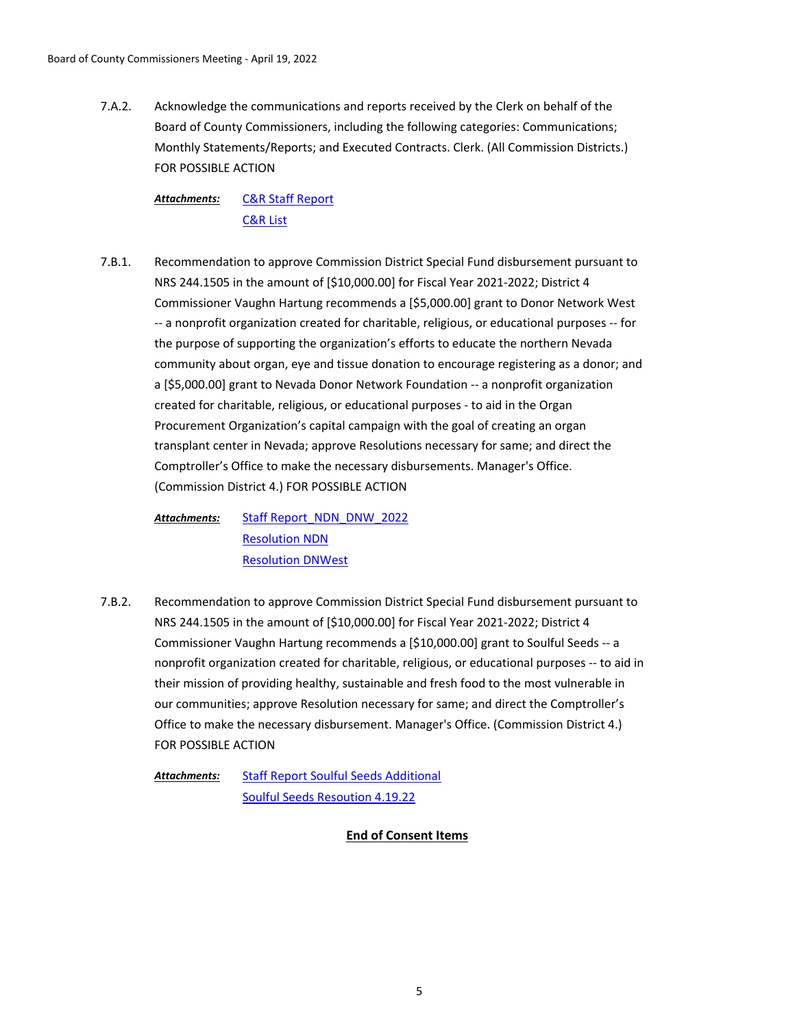7.A.2. Acknowledge the communications and reports received by the Clerk on behalf of the Board of County Commissioners, including the following categories: Communications; Monthly Statements/Reports; and Executed Contracts. Clerk. (All Commission Districts.) FOR POSSIBLE ACTION

***Attachments:*** C&R Staff Report
C&R List

7.B.1. Recommendation to approve Commission District Special Fund disbursement pursuant to NRS 244.1505 in the amount of [$10,000.00] for Fiscal Year 2021-2022; District 4 Commissioner Vaughn Hartung recommends a [$5,000.00] grant to Donor Network West -- a nonprofit organization created for charitable, religious, or educational purposes -- for the purpose of supporting the organization's efforts to educate the northern Nevada community about organ, eye and tissue donation to encourage registering as a donor; and a [$5,000.00] grant to Nevada Donor Network Foundation -- a nonprofit organization created for charitable, religious, or educational purposes - to aid in the Organ Procurement Organization's capital campaign with the goal of creating an organ transplant center in Nevada; approve Resolutions necessary for same; and direct the Comptroller's Office to make the necessary disbursements. Manager's Office. (Commission District 4.) FOR POSSIBLE ACTION

***Attachments:*** Staff Report_NDN_DNW_2022
Resolution NDN
Resolution DNWest

7.B.2. Recommendation to approve Commission District Special Fund disbursement pursuant to NRS 244.1505 in the amount of [$10,000.00] for Fiscal Year 2021-2022; District 4 Commissioner Vaughn Hartung recommends a [$10,000.00] grant to Soulful Seeds -- a nonprofit organization created for charitable, religious, or educational purposes -- to aid in their mission of providing healthy, sustainable and fresh food to the most vulnerable in our communities; approve Resolution necessary for same; and direct the Comptroller's Office to make the necessary disbursement. Manager's Office. (Commission District 4.) FOR POSSIBLE ACTION

***Attachments:*** Staff Report Soulful Seeds Additional
Soulful Seeds Resoution 4.19.22

**End of Consent Items**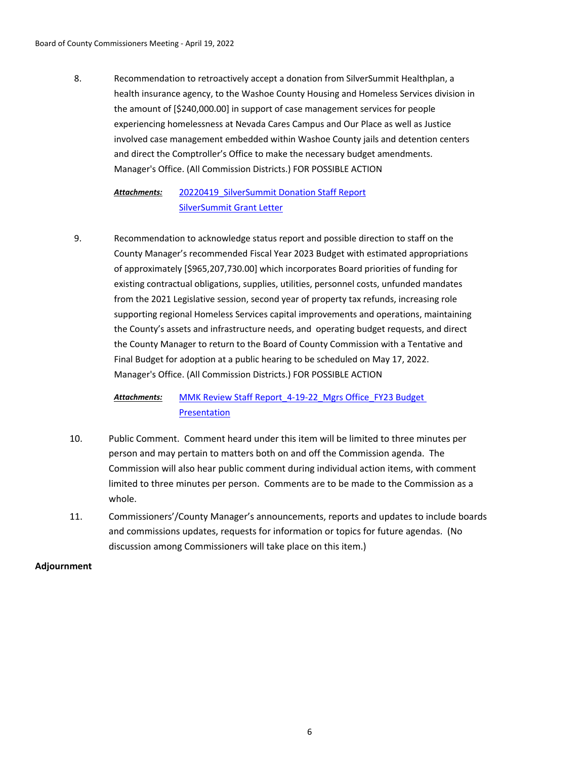8. Recommendation to retroactively accept a donation from SilverSummit Healthplan, a health insurance agency, to the Washoe County Housing and Homeless Services division in the amount of [$240,000.00] in support of case management services for people experiencing homelessness at Nevada Cares Campus and Our Place as well as Justice involved case management embedded within Washoe County jails and detention centers and direct the Comptroller's Office to make the necessary budget amendments. Manager's Office. (All Commission Districts.) FOR POSSIBLE ACTION

   ***Attachments:*** 20220419_SilverSummit Donation Staff Report
   SilverSummit Grant Letter

9. Recommendation to acknowledge status report and possible direction to staff on the County Manager's recommended Fiscal Year 2023 Budget with estimated appropriations of approximately [$965,207,730.00] which incorporates Board priorities of funding for existing contractual obligations, supplies, utilities, personnel costs, unfunded mandates from the 2021 Legislative session, second year of property tax refunds, increasing role supporting regional Homeless Services capital improvements and operations, maintaining the County's assets and infrastructure needs, and operating budget requests, and direct the County Manager to return to the Board of County Commission with a Tentative and Final Budget for adoption at a public hearing to be scheduled on May 17, 2022. Manager's Office. (All Commission Districts.) FOR POSSIBLE ACTION

   ***Attachments:*** MMK Review Staff Report_4-19-22_Mgrs Office_FY23 Budget Presentation

10. Public Comment. Comment heard under this item will be limited to three minutes per person and may pertain to matters both on and off the Commission agenda. The Commission will also hear public comment during individual action items, with comment limited to three minutes per person. Comments are to be made to the Commission as a whole.

11. Commissioners'/County Manager's announcements, reports and updates to include boards and commissions updates, requests for information or topics for future agendas. (No discussion among Commissioners will take place on this item.)

**Adjournment**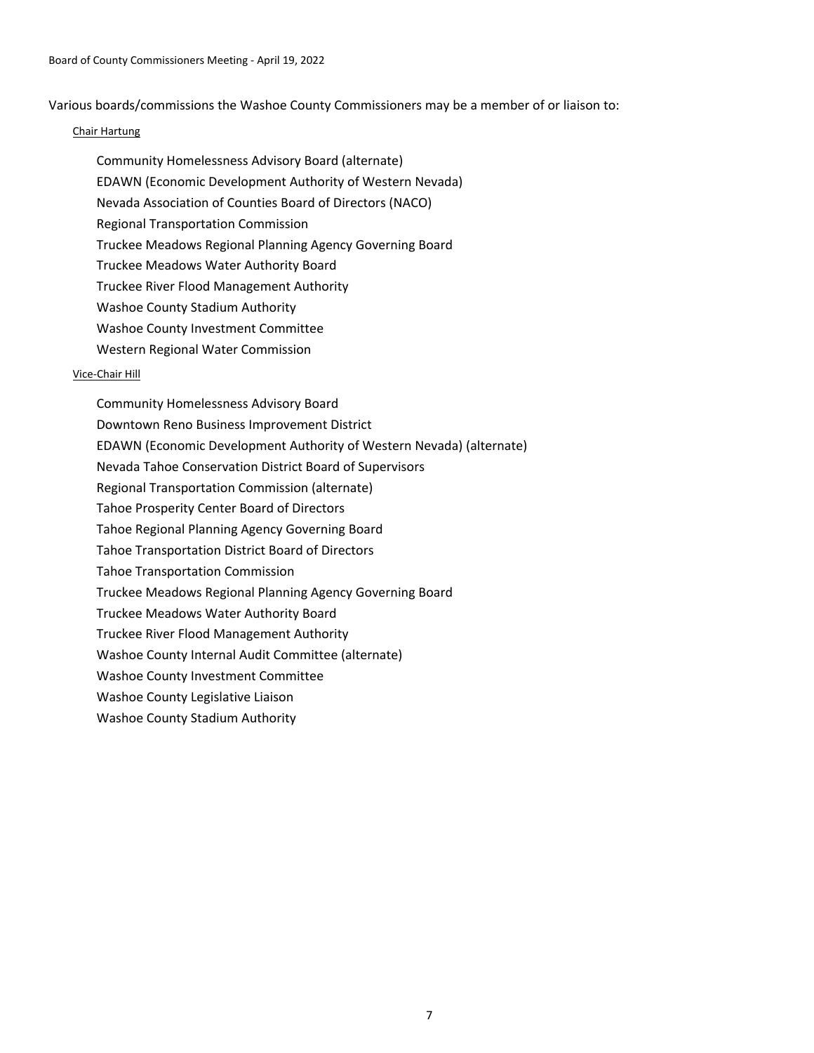Various boards/commissions the Washoe County Commissioners may be a member of or liaison to:

Chair Hartung

- Community Homelessness Advisory Board (alternate)
- EDAWN (Economic Development Authority of Western Nevada)
- Nevada Association of Counties Board of Directors (NACO)
- Regional Transportation Commission
- Truckee Meadows Regional Planning Agency Governing Board
- Truckee Meadows Water Authority Board
- Truckee River Flood Management Authority
- Washoe County Stadium Authority
- Washoe County Investment Committee
- Western Regional Water Commission

Vice-Chair Hill

- Community Homelessness Advisory Board
- Downtown Reno Business Improvement District
- EDAWN (Economic Development Authority of Western Nevada) (alternate)
- Nevada Tahoe Conservation District Board of Supervisors
- Regional Transportation Commission (alternate)
- Tahoe Prosperity Center Board of Directors
- Tahoe Regional Planning Agency Governing Board
- Tahoe Transportation District Board of Directors
- Tahoe Transportation Commission
- Truckee Meadows Regional Planning Agency Governing Board
- Truckee Meadows Water Authority Board
- Truckee River Flood Management Authority
- Washoe County Internal Audit Committee (alternate)
- Washoe County Investment Committee
- Washoe County Legislative Liaison
- Washoe County Stadium Authority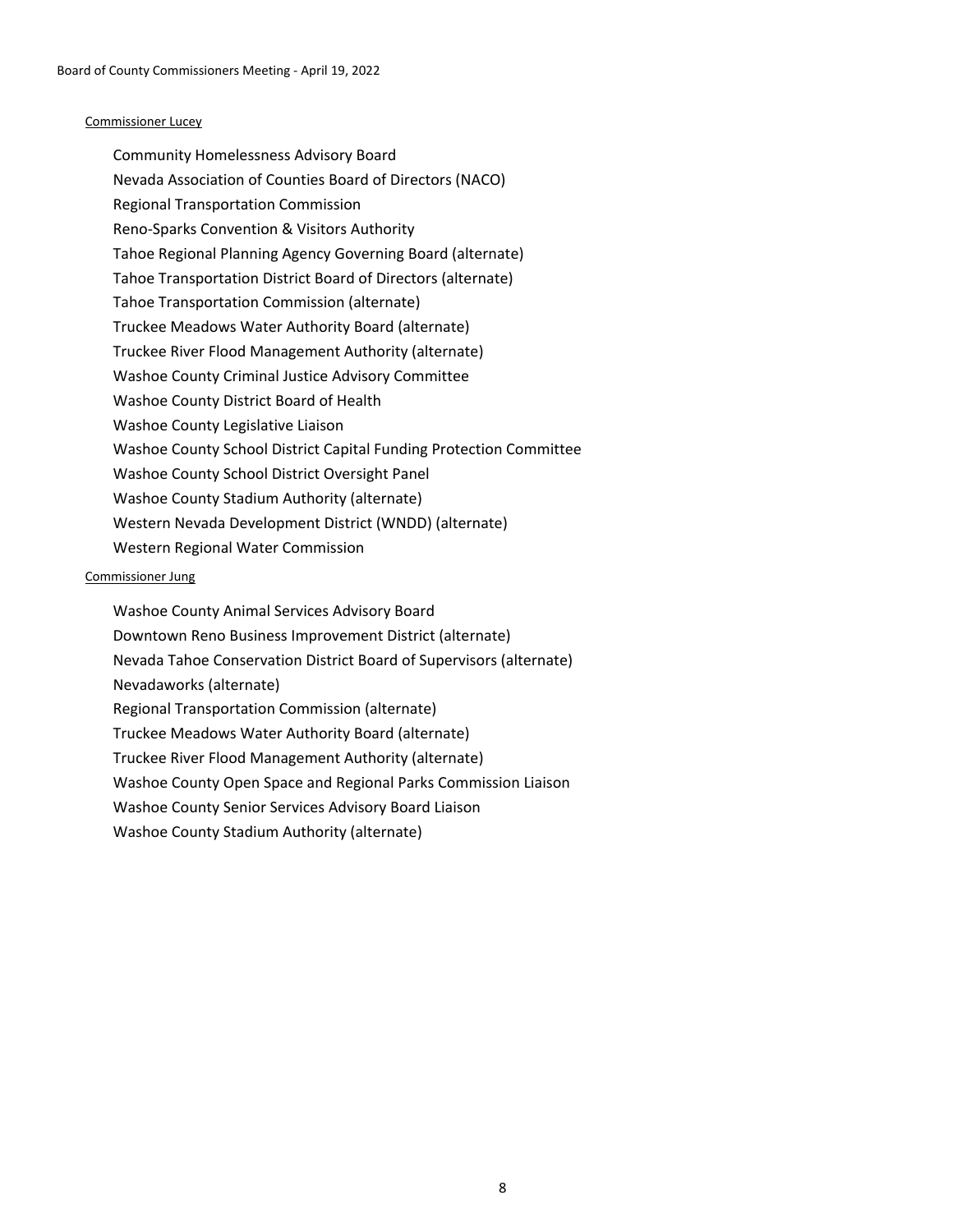Commissioner Lucey

Community Homelessness Advisory Board
Nevada Association of Counties Board of Directors (NACO)
Regional Transportation Commission
Reno-Sparks Convention & Visitors Authority
Tahoe Regional Planning Agency Governing Board (alternate)
Tahoe Transportation District Board of Directors (alternate)
Tahoe Transportation Commission (alternate)
Truckee Meadows Water Authority Board (alternate)
Truckee River Flood Management Authority (alternate)
Washoe County Criminal Justice Advisory Committee
Washoe County District Board of Health
Washoe County Legislative Liaison
Washoe County School District Capital Funding Protection Committee
Washoe County School District Oversight Panel
Washoe County Stadium Authority (alternate)
Western Nevada Development District (WNDD) (alternate)
Western Regional Water Commission

Commissioner Jung

Washoe County Animal Services Advisory Board
Downtown Reno Business Improvement District (alternate)
Nevada Tahoe Conservation District Board of Supervisors (alternate)
Nevadaworks (alternate)
Regional Transportation Commission (alternate)
Truckee Meadows Water Authority Board (alternate)
Truckee River Flood Management Authority (alternate)
Washoe County Open Space and Regional Parks Commission Liaison
Washoe County Senior Services Advisory Board Liaison
Washoe County Stadium Authority (alternate)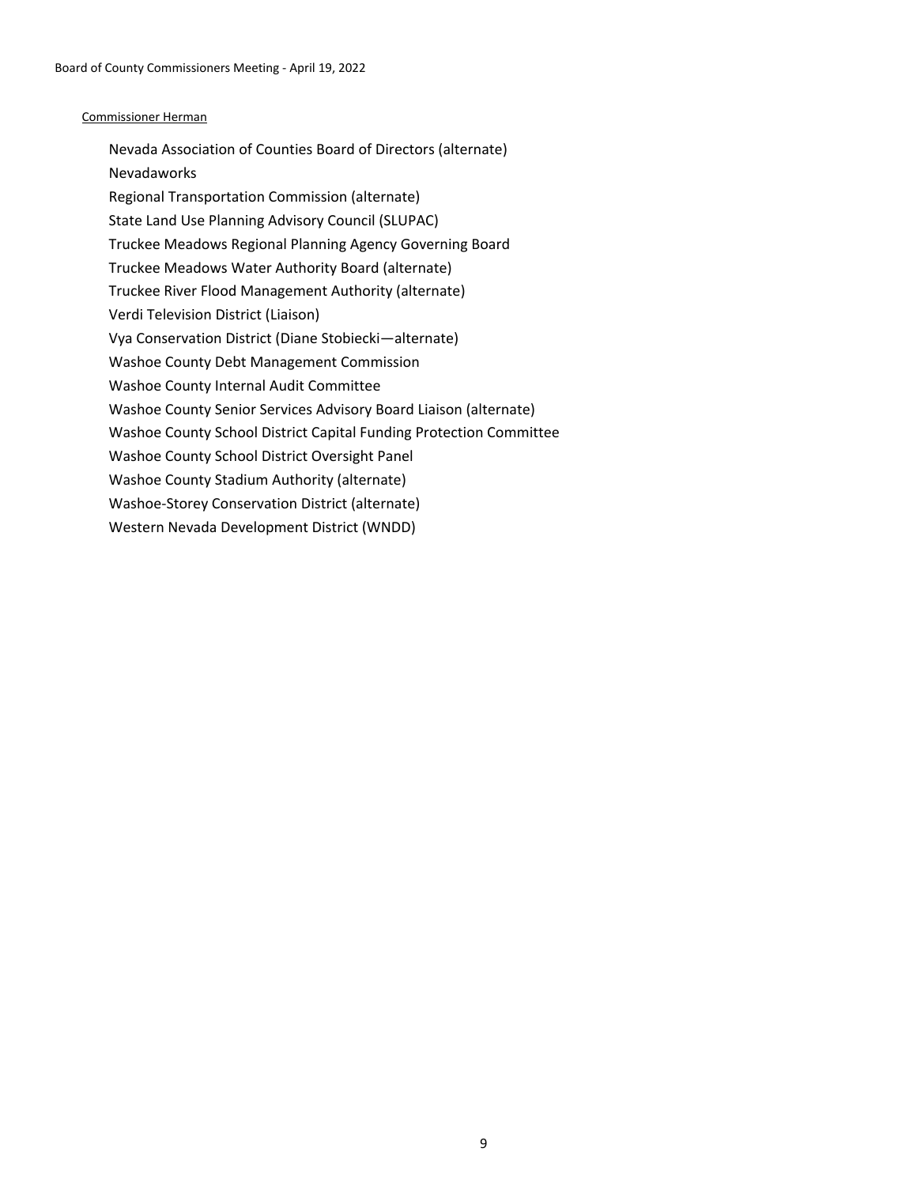Commissioner Herman

Nevada Association of Counties Board of Directors (alternate)
Nevadaworks
Regional Transportation Commission (alternate)
State Land Use Planning Advisory Council (SLUPAC)
Truckee Meadows Regional Planning Agency Governing Board
Truckee Meadows Water Authority Board (alternate)
Truckee River Flood Management Authority (alternate)
Verdi Television District (Liaison)
Vya Conservation District (Diane Stobiecki—alternate)
Washoe County Debt Management Commission
Washoe County Internal Audit Committee
Washoe County Senior Services Advisory Board Liaison (alternate)
Washoe County School District Capital Funding Protection Committee
Washoe County School District Oversight Panel
Washoe County Stadium Authority (alternate)
Washoe-Storey Conservation District (alternate)
Western Nevada Development District (WNDD)